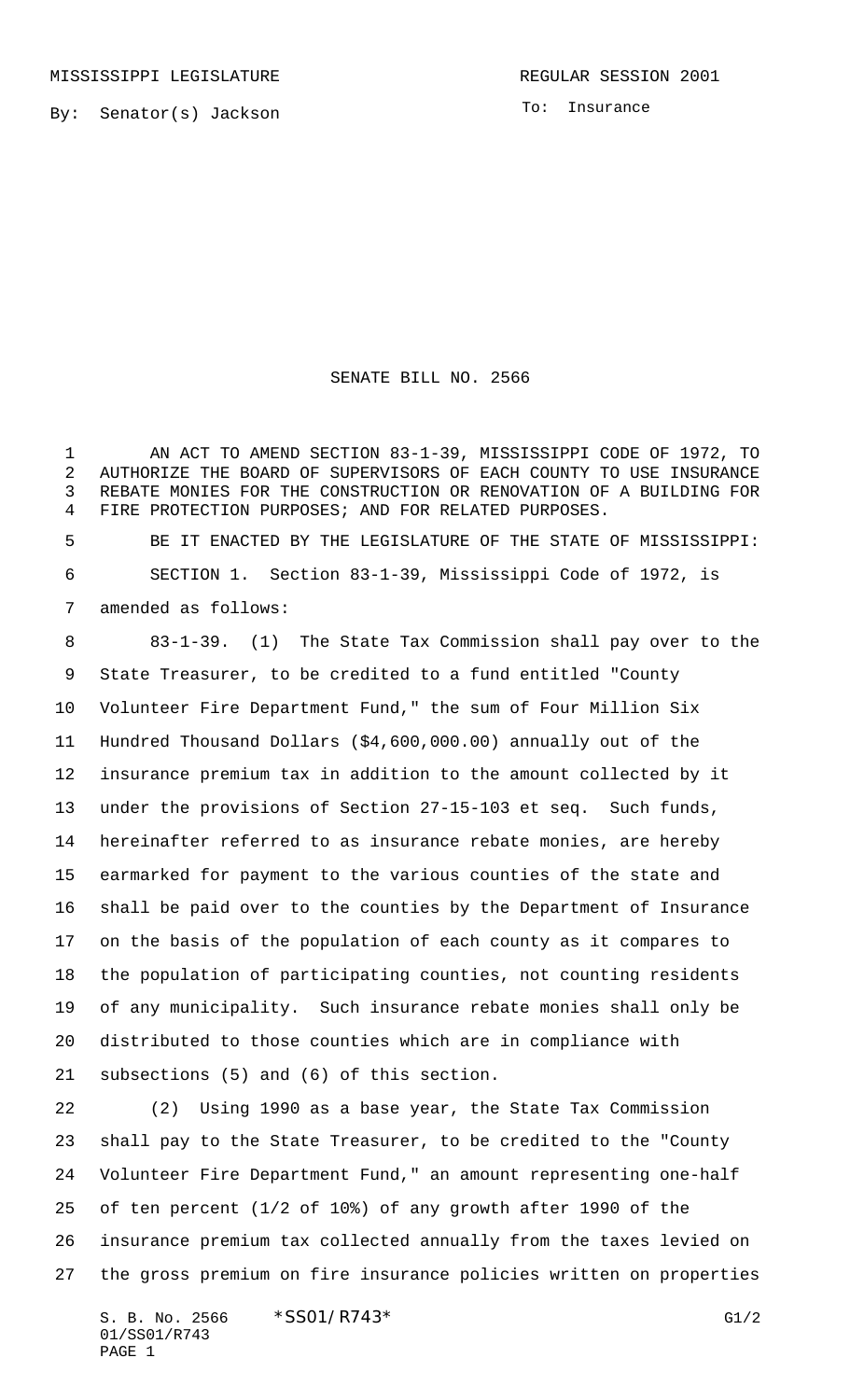MISSISSIPPI LEGISLATURE

REGULAR SESSION 2001

By: Senator(s) Jackson

To: Insurance

# SENATE BILL NO. 2566

AN ACT TO AMEND SECTION 83-1-39, MISSISSIPPI CODE OF 1972, TO AUTHORIZE THE BOARD OF SUPERVISORS OF EACH COUNTY TO USE INSURANCE REBATE MONIES FOR THE CONSTRUCTION OR RENOVATION OF A BUILDING FOR FIRE PROTECTION PURPOSES; AND FOR RELATED PURPOSES.

BE IT ENACTED BY THE LEGISLATURE OF THE STATE OF MISSISSIPPI:

SECTION 1. Section 83-1-39, Mississippi Code of 1972, is amended as follows:

83-1-39. (1) The State Tax Commission shall pay over to the State Treasurer, to be credited to a fund entitled "County Volunteer Fire Department Fund," the sum of Four Million Six Hundred Thousand Dollars ($4,600,000.00) annually out of the insurance premium tax in addition to the amount collected by it under the provisions of Section 27-15-103 et seq. Such funds, hereinafter referred to as insurance rebate monies, are hereby earmarked for payment to the various counties of the state and shall be paid over to the counties by the Department of Insurance on the basis of the population of each county as it compares to the population of participating counties, not counting residents of any municipality. Such insurance rebate monies shall only be distributed to those counties which are in compliance with subsections (5) and (6) of this section.

(2) Using 1990 as a base year, the State Tax Commission shall pay to the State Treasurer, to be credited to the "County Volunteer Fire Department Fund," an amount representing one-half of ten percent (1/2 of 10%) of any growth after 1990 of the insurance premium tax collected annually from the taxes levied on the gross premium on fire insurance policies written on properties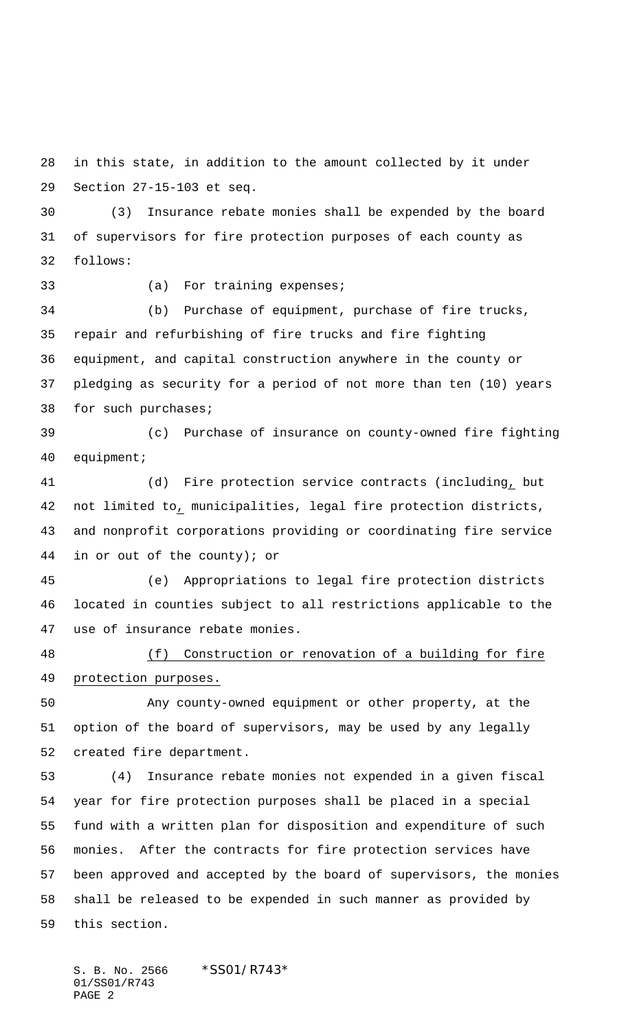in this state, in addition to the amount collected by it under Section 27-15-103 et seq.

(3) Insurance rebate monies shall be expended by the board of supervisors for fire protection purposes of each county as follows:

(a) For training expenses;

(b) Purchase of equipment, purchase of fire trucks, repair and refurbishing of fire trucks and fire fighting equipment, and capital construction anywhere in the county or pledging as security for a period of not more than ten (10) years for such purchases;

(c) Purchase of insurance on county-owned fire fighting equipment;

(d) Fire protection service contracts (including, but not limited to, municipalities, legal fire protection districts, and nonprofit corporations providing or coordinating fire service in or out of the county); or

(e) Appropriations to legal fire protection districts located in counties subject to all restrictions applicable to the use of insurance rebate monies.

<u>(f) Construction or renovation of a building for fire protection purposes.</u>

Any county-owned equipment or other property, at the option of the board of supervisors, may be used by any legally created fire department.

(4) Insurance rebate monies not expended in a given fiscal year for fire protection purposes shall be placed in a special fund with a written plan for disposition and expenditure of such monies. After the contracts for fire protection services have been approved and accepted by the board of supervisors, the monies shall be released to be expended in such manner as provided by this section.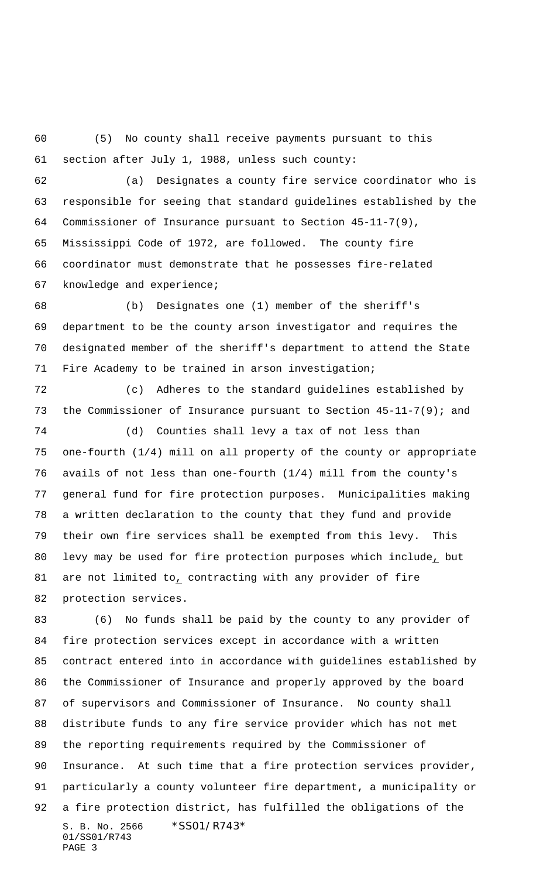(5) No county shall receive payments pursuant to this section after July 1, 1988, unless such county:

(a) Designates a county fire service coordinator who is responsible for seeing that standard guidelines established by the Commissioner of Insurance pursuant to Section 45-11-7(9), Mississippi Code of 1972, are followed. The county fire coordinator must demonstrate that he possesses fire-related knowledge and experience;

(b) Designates one (1) member of the sheriff's department to be the county arson investigator and requires the designated member of the sheriff's department to attend the State Fire Academy to be trained in arson investigation;

(c) Adheres to the standard guidelines established by the Commissioner of Insurance pursuant to Section 45-11-7(9); and

(d) Counties shall levy a tax of not less than one-fourth (1/4) mill on all property of the county or appropriate avails of not less than one-fourth (1/4) mill from the county's general fund for fire protection purposes. Municipalities making a written declaration to the county that they fund and provide their own fire services shall be exempted from this levy. This levy may be used for fire protection purposes which include, but are not limited to, contracting with any provider of fire protection services.

(6) No funds shall be paid by the county to any provider of fire protection services except in accordance with a written contract entered into in accordance with guidelines established by the Commissioner of Insurance and properly approved by the board of supervisors and Commissioner of Insurance. No county shall distribute funds to any fire service provider which has not met the reporting requirements required by the Commissioner of Insurance. At such time that a fire protection services provider, particularly a county volunteer fire department, a municipality or a fire protection district, has fulfilled the obligations of the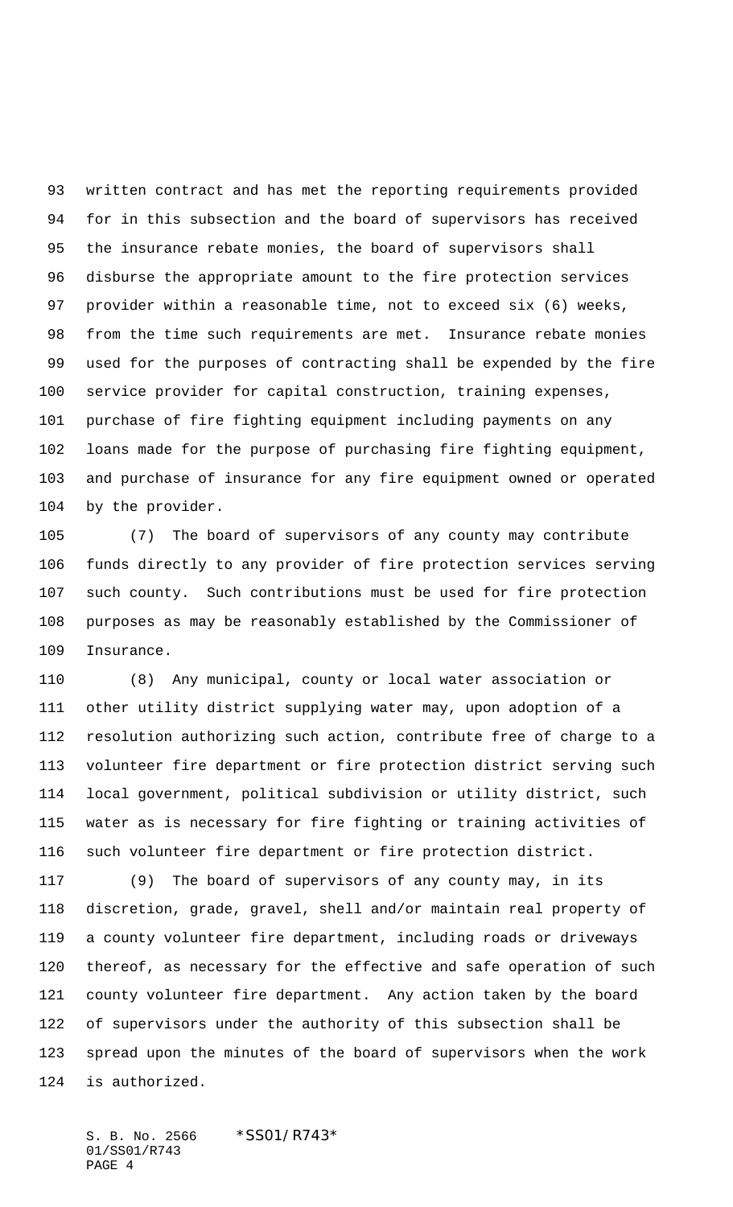written contract and has met the reporting requirements provided for in this subsection and the board of supervisors has received the insurance rebate monies, the board of supervisors shall disburse the appropriate amount to the fire protection services provider within a reasonable time, not to exceed six (6) weeks, from the time such requirements are met. Insurance rebate monies used for the purposes of contracting shall be expended by the fire service provider for capital construction, training expenses, purchase of fire fighting equipment including payments on any loans made for the purpose of purchasing fire fighting equipment, and purchase of insurance for any fire equipment owned or operated by the provider.

(7) The board of supervisors of any county may contribute funds directly to any provider of fire protection services serving such county. Such contributions must be used for fire protection purposes as may be reasonably established by the Commissioner of Insurance.

(8) Any municipal, county or local water association or other utility district supplying water may, upon adoption of a resolution authorizing such action, contribute free of charge to a volunteer fire department or fire protection district serving such local government, political subdivision or utility district, such water as is necessary for fire fighting or training activities of such volunteer fire department or fire protection district.

(9) The board of supervisors of any county may, in its discretion, grade, gravel, shell and/or maintain real property of a county volunteer fire department, including roads or driveways thereof, as necessary for the effective and safe operation of such county volunteer fire department. Any action taken by the board of supervisors under the authority of this subsection shall be spread upon the minutes of the board of supervisors when the work is authorized.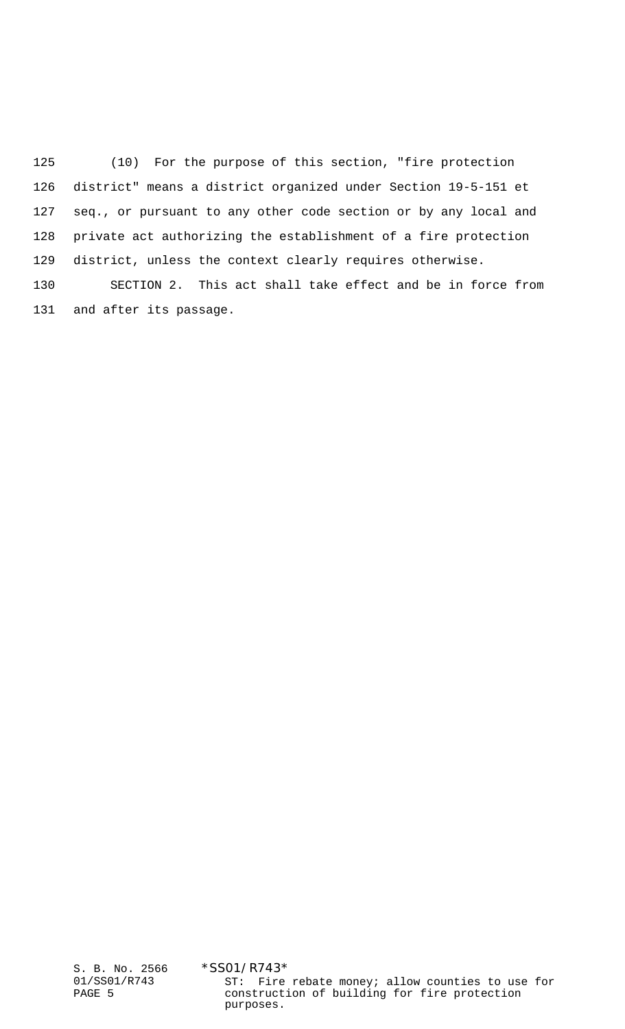(10) For the purpose of this section, "fire protection district" means a district organized under Section 19-5-151 et seq., or pursuant to any other code section or by any local and private act authorizing the establishment of a fire protection district, unless the context clearly requires otherwise.

SECTION 2. This act shall take effect and be in force from and after its passage.